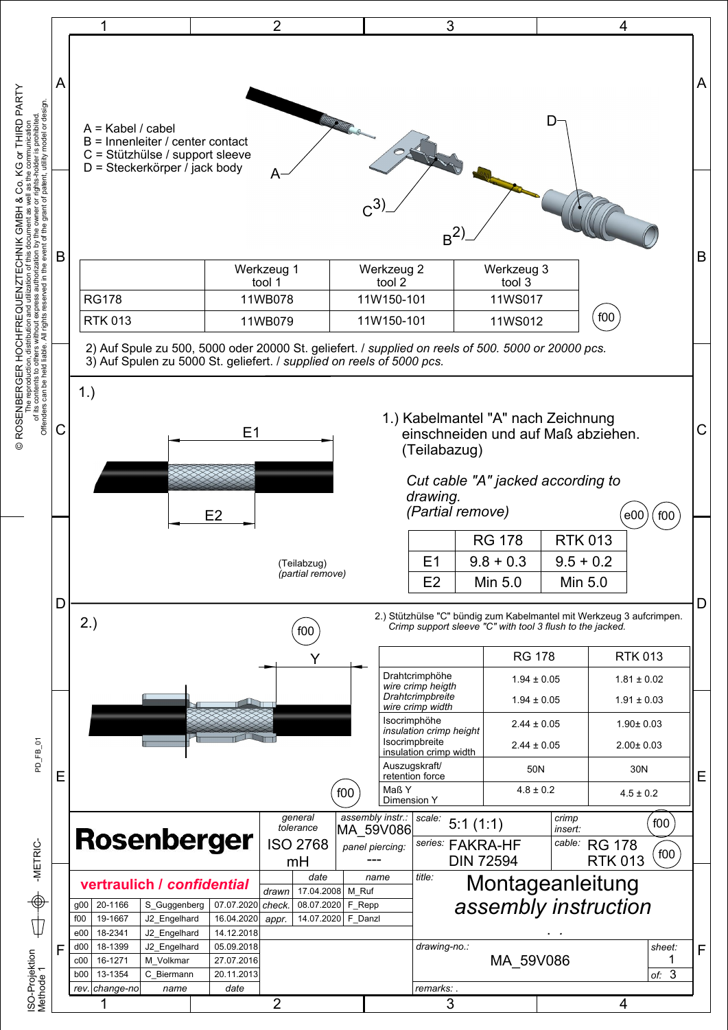A = Kabel / cabel
B = Innenleiter / center contact
C = Stützhülse / support sleeve
D = Steckerkörper / jack body

| | Werkzeug 1 tool 1 | Werkzeug 2 tool 2 | Werkzeug 3 tool 3 |
|---|---|---|---|
| RG178 | 11WB078 | 11W150-101 | 11WS017 |
| RTK 013 | 11WB079 | 11W150-101 | 11WS012 |

f00

2) Auf Spule zu 500, 5000 oder 20000 St. geliefert. / *supplied on reels of 500. 5000 or 20000 pcs.*
3) Auf Spulen zu 5000 St. geliefert. / *supplied on reels of 5000 pcs.*

## 1.)

1.) Kabelmantel "A" nach Zeichnung einschneiden und auf Maß abziehen. (Teilabazug)

*Cut cable "A" jacked according to drawing.*
*(Partial remove)*

e00 f00

(Teilabzug)
*(partial remove)*

| | RG 178 | RTK 013 |
|---|---|---|
| E1 | 9.8 + 0.3 | 9.5 + 0.2 |
| E2 | Min 5.0 | Min 5.0 |

## 2.)

f00

2.) Stützhülse "C" bündig zum Kabelmantel mit Werkzeug 3 aufcrimpen.
*Crimp support sleeve "C" with tool 3 flush to the jacked.*

| | RG 178 | RTK 013 |
|---|---|---|
| Drahtcrimphöhe *wire crimp heigth* | 1.94 ± 0.05 | 1.81 ± 0.02 |
| Drahtcrimpbreite *wire crimp width* | 1.94 ± 0.05 | 1.91 ± 0.03 |
| Isocrimphöhe *insulation crimp height* | 2.44 ± 0.05 | 1.90± 0.03 |
| Isocrimpbreite *insulation crimp width* | 2.44 ± 0.05 | 2.00± 0.03 |
| Auszugskraft/ *retention force* | 50N | 30N |
| Maß Y *Dimension Y* | 4.8 ± 0.2 | 4.5 ± 0.2 |

f00

**Rosenberger**

**vertraulich / *confidential***

| general tolerance | assembly instr.: | scale: | crimp insert: |
|---|---|---|---|
| ISO 2768 mH | MA_59V086 | 5:1 (1:1) | f00 |
| | panel piercing: --- | series: FAKRA-HF DIN 72594 | cable: RG 178 RTK 013 (f00) |

| | date | name |
|---|---|---|
| drawn | 17.04.2008 | M_Ruf |
| check. | 08.07.2020 | F_Repp |
| appr. | 14.07.2020 | F_Danzl |

| rev. | change-no | name | date |
|---|---|---|---|
| g00 | 20-1166 | S_Guggenberg | 07.07.2020 |
| f00 | 19-1667 | J2_Engelhard | 16.04.2020 |
| e00 | 18-2341 | J2_Engelhard | 14.12.2018 |
| d00 | 18-1399 | J2_Engelhard | 05.09.2018 |
| c00 | 16-1271 | M_Volkmar | 27.07.2016 |
| b00 | 13-1354 | C_Biermann | 20.11.2013 |

title: Montageanleitung *assembly instruction*

drawing-no.: MA_59V086

sheet: 1 of: 3

remarks: .

© ROSENBERGER HOCHFREQUENZTECHNIK GMBH & Co. KG or THIRD PARTY
The reproduction, distribution and utilization of this document as well as the communication of its contents to others without express authorization by the owner or rights-holder is prohibited. Offenders can be held liable. All rights reserved in the event of the grant of patent, utility model or design.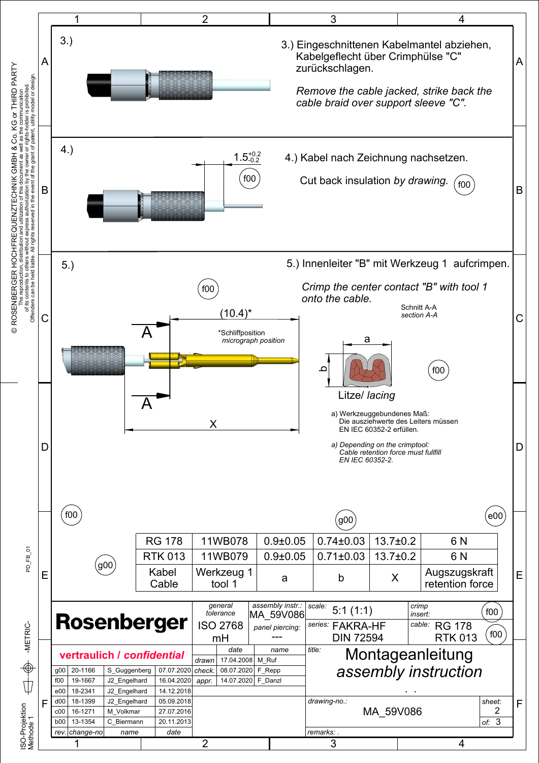3.)

3.) Eingeschnittenen Kabelmantel abziehen, Kabelgeflecht über Crimphülse "C" zurückschlagen.

*Remove the cable jacked, strike back the cable braid over support sleeve "C".*

4.)

$1.5^{+0.2}_{-0.2}$

f00

4.) Kabel nach Zeichnung nachsetzen.

Cut back insulation *by drawing.* f00

5.)

f00

(10.4)*

A

A

*Schliffposition
*micrograph position*

X

5.) Innenleiter "B" mit Werkzeug 1 aufcrimpen.

*Crimp the center contact "B" with tool 1 onto the cable.*

Schnitt A-A
*section A-A*

a

b

f00

Litze/ *lacing*

a) Werkzeuggebundenes Maß:
Die ausziehwerte des Leiters müssen EN IEC 60352-2 erfüllen.

*a) Depending on the crimptool:*
*Cable retention force must fullfill EN IEC 60352-2.*

f00 g00 e00 g00

| RG 178 | 11WB078 | 0.9±0.05 | 0.74±0.03 | 13.7±0.2 | 6 N |
|---|---|---|---|---|---|
| RTK 013 | 11WB079 | 0.9±0.05 | 0.71±0.03 | 13.7±0.2 | 6 N |
| Kabel Cable | Werkzeug 1 tool 1 | a | b | X | Augszugskraft retention force |

**Rosenberger**

vertraulich / *confidential*

| general tolerance | assembly instr.: | scale: | crimp insert: |
|---|---|---|---|
| ISO 2768 mH | MA_59V086 | 5:1 (1:1) | f00 |
| | panel piercing: --- | series: FAKRA-HF DIN 72594 | cable: RG 178 RTK 013 f00 |

| | date | name |
|---|---|---|
| drawn | 17.04.2008 | M_Ruf |
| check. | 08.07.2020 | F_Repp |
| appr. | 14.07.2020 | F_Danzl |

| rev. | change-no | name | date |
|---|---|---|---|
| g00 | 20-1166 | S_Guggenberg | 07.07.2020 |
| f00 | 19-1667 | J2_Engelhard | 16.04.2020 |
| e00 | 18-2341 | J2_Engelhard | 14.12.2018 |
| d00 | 18-1399 | J2_Engelhard | 05.09.2018 |
| c00 | 16-1271 | M_Volkmar | 27.07.2016 |
| b00 | 13-1354 | C_Biermann | 20.11.2013 |

title: Montageanleitung
*assembly instruction*

drawing-no.: MA_59V086

sheet: 2 of: 3

remarks: .

© ROSENBERGER HOCHFREQUENZTECHNIK GMBH & Co. KG or THIRD PARTY
The reproduction, distribution and utilization of this document as well as the communication of its contents to others without express authorization by the owner or rights-holder is prohibited. Offenders can be held liable. All rights reserved in the event of the grant of patent, utility model or design.

PD_FB_01

-METRIC-

ISO-Projektion Methode 1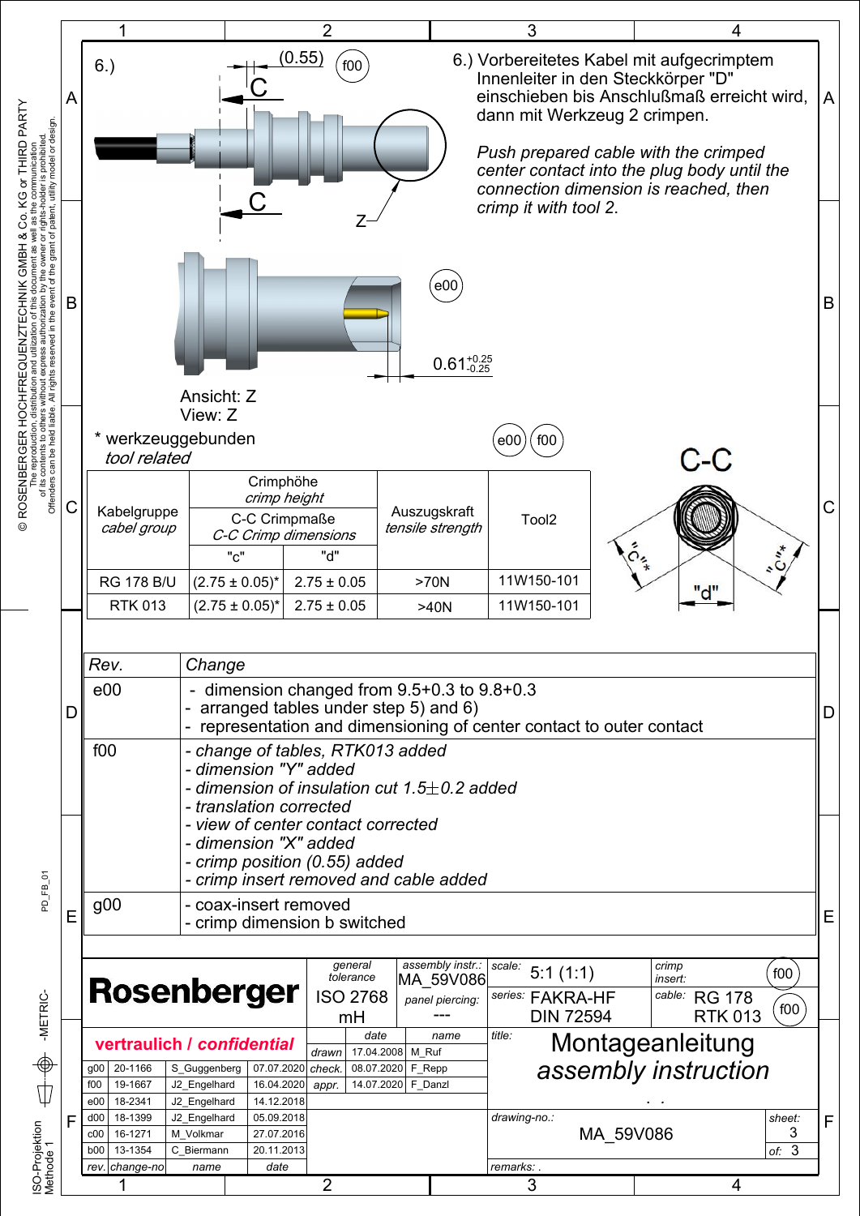6.)

(0.55) (f00)

C

C

Z

6.) Vorbereitetes Kabel mit aufgecrimptem Innenleiter in den Steckkörper "D" einschieben bis Anschlußmaß erreicht wird, dann mit Werkzeug 2 crimpen.

*Push prepared cable with the crimped center contact into the plug body until the connection dimension is reached, then crimp it with tool 2.*

(e00)

$0.61^{+0.25}_{-0.25}$

Ansicht: Z
View: Z

\* werkzeuggebunden
*tool related*

(e00) (f00)

| Kabelgruppe *cabel group* | Crimphöhe *crimp height* C-C Crimpmaße *C-C Crimp dimensions* "c" | "d" | Auszugskraft *tensile strength* | Tool2 |
|---|---|---|---|---|
| RG 178 B/U | (2.75 ± 0.05)* | 2.75 ± 0.05 | >70N | 11W150-101 |
| RTK 013 | (2.75 ± 0.05)* | 2.75 ± 0.05 | >40N | 11W150-101 |

C-C

"c"\* "c"\* "d"

| Rev. | Change |
|---|---|
| e00 | - dimension changed from 9.5+0.3 to 9.8+0.3<br>- arranged tables under step 5) and 6)<br>- representation and dimensioning of center contact to outer contact |
| f00 | *- change of tables, RTK013 added*<br>*- dimension "Y" added*<br>*- dimension of insulation cut 1.5±0.2 added*<br>*- translation corrected*<br>*- view of center contact corrected*<br>*- dimension "X" added*<br>*- crimp position (0.55) added*<br>*- crimp insert removed and cable added* |
| g00 | - coax-insert removed<br>- crimp dimension b switched |

**Rosenberger**

vertraulich / *confidential*

| general tolerance | assembly instr.: | scale: | crimp insert: |
|---|---|---|---|
| ISO 2768 mH | MA_59V086 | 5:1 (1:1) | (f00) |
| | panel piercing: --- | series: FAKRA-HF DIN 72594 | cable: RG 178 RTK 013 (f00) |

| rev. | change-no | name | date | | date | name |
|---|---|---|---|---|---|---|
| g00 | 20-1166 | S_Guggenberg | 07.07.2020 | drawn | 17.04.2008 | M_Ruf |
| f00 | 19-1667 | J2_Engelhard | 16.04.2020 | check. | 08.07.2020 | F_Repp |
| e00 | 18-2341 | J2_Engelhard | 14.12.2018 | appr. | 14.07.2020 | F_Danzl |
| d00 | 18-1399 | J2_Engelhard | 05.09.2018 | | | |
| c00 | 16-1271 | M_Volkmar | 27.07.2016 | | | |
| b00 | 13-1354 | C_Biermann | 20.11.2013 | | | |

title: Montageanleitung
*assembly instruction*

drawing-no.: MA_59V086

sheet: 3 of: 3

remarks: .